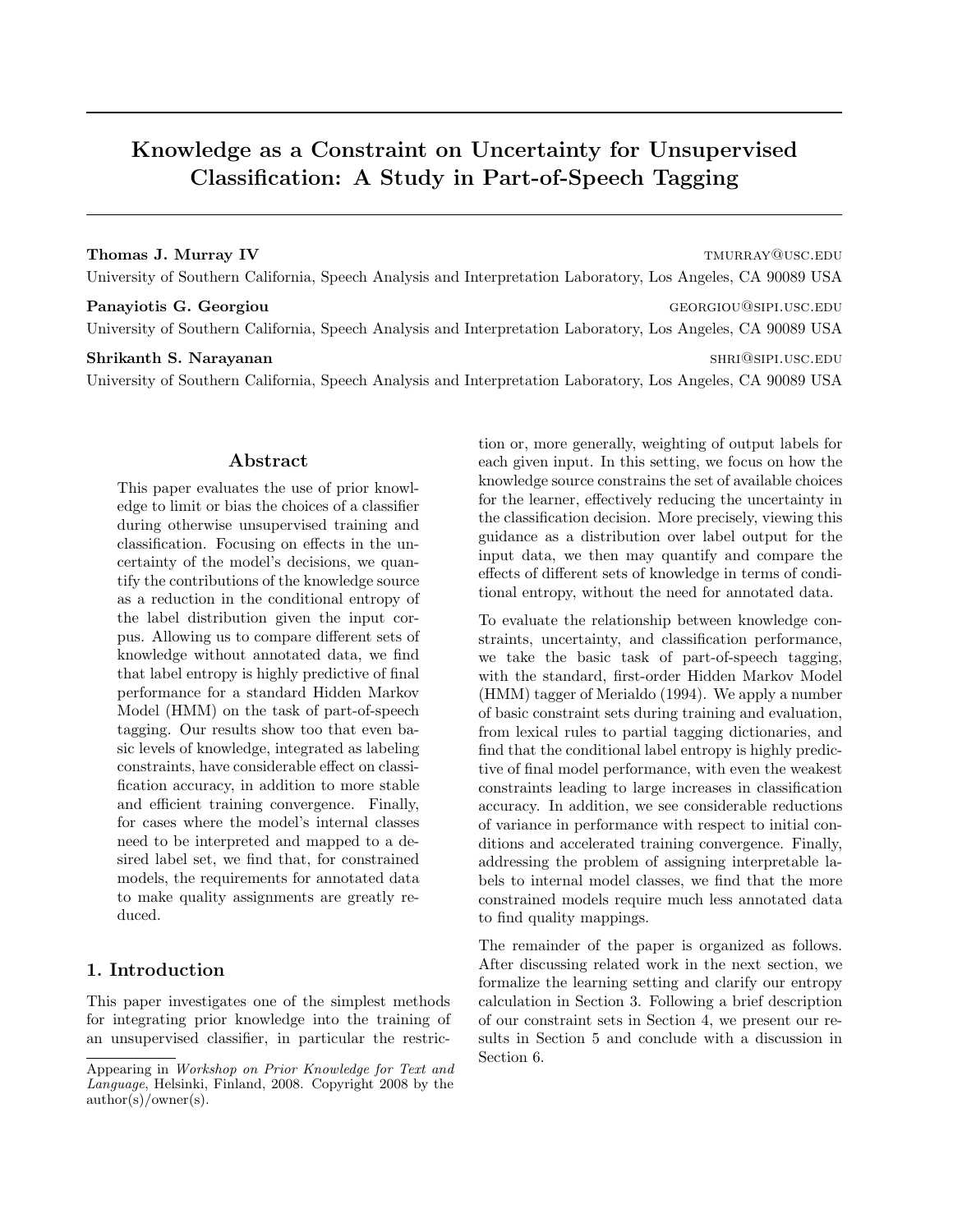# Knowledge as a Constraint on Uncertainty for Unsupervised Classification: A Study in Part-of-Speech Tagging

**Thomas J. Murray IV** TMURRAY@USC.EDU
University of Southern California, Speech Analysis and Interpretation Laboratory, Los Angeles, CA 90089 USA

**Panayiotis G. Georgiou** GEORGIOU@SIPI.USC.EDU
University of Southern California, Speech Analysis and Interpretation Laboratory, Los Angeles, CA 90089 USA

**Shrikanth S. Narayanan** SHRI@SIPI.USC.EDU
University of Southern California, Speech Analysis and Interpretation Laboratory, Los Angeles, CA 90089 USA

## Abstract

This paper evaluates the use of prior knowledge to limit or bias the choices of a classifier during otherwise unsupervised training and classification. Focusing on effects in the uncertainty of the model's decisions, we quantify the contributions of the knowledge source as a reduction in the conditional entropy of the label distribution given the input corpus. Allowing us to compare different sets of knowledge without annotated data, we find that label entropy is highly predictive of final performance for a standard Hidden Markov Model (HMM) on the task of part-of-speech tagging. Our results show too that even basic levels of knowledge, integrated as labeling constraints, have considerable effect on classification accuracy, in addition to more stable and efficient training convergence. Finally, for cases where the model's internal classes need to be interpreted and mapped to a desired label set, we find that, for constrained models, the requirements for annotated data to make quality assignments are greatly reduced.

## 1. Introduction

This paper investigates one of the simplest methods for integrating prior knowledge into the training of an unsupervised classifier, in particular the restriction or, more generally, weighting of output labels for each given input. In this setting, we focus on how the knowledge source constrains the set of available choices for the learner, effectively reducing the uncertainty in the classification decision. More precisely, viewing this guidance as a distribution over label output for the input data, we then may quantify and compare the effects of different sets of knowledge in terms of conditional entropy, without the need for annotated data.

To evaluate the relationship between knowledge constraints, uncertainty, and classification performance, we take the basic task of part-of-speech tagging, with the standard, first-order Hidden Markov Model (HMM) tagger of Merialdo (1994). We apply a number of basic constraint sets during training and evaluation, from lexical rules to partial tagging dictionaries, and find that the conditional label entropy is highly predictive of final model performance, with even the weakest constraints leading to large increases in classification accuracy. In addition, we see considerable reductions of variance in performance with respect to initial conditions and accelerated training convergence. Finally, addressing the problem of assigning interpretable labels to internal model classes, we find that the more constrained models require much less annotated data to find quality mappings.

The remainder of the paper is organized as follows. After discussing related work in the next section, we formalize the learning setting and clarify our entropy calculation in Section 3. Following a brief description of our constraint sets in Section 4, we present our results in Section 5 and conclude with a discussion in Section 6.

Appearing in *Workshop on Prior Knowledge for Text and Language*, Helsinki, Finland, 2008. Copyright 2008 by the author(s)/owner(s).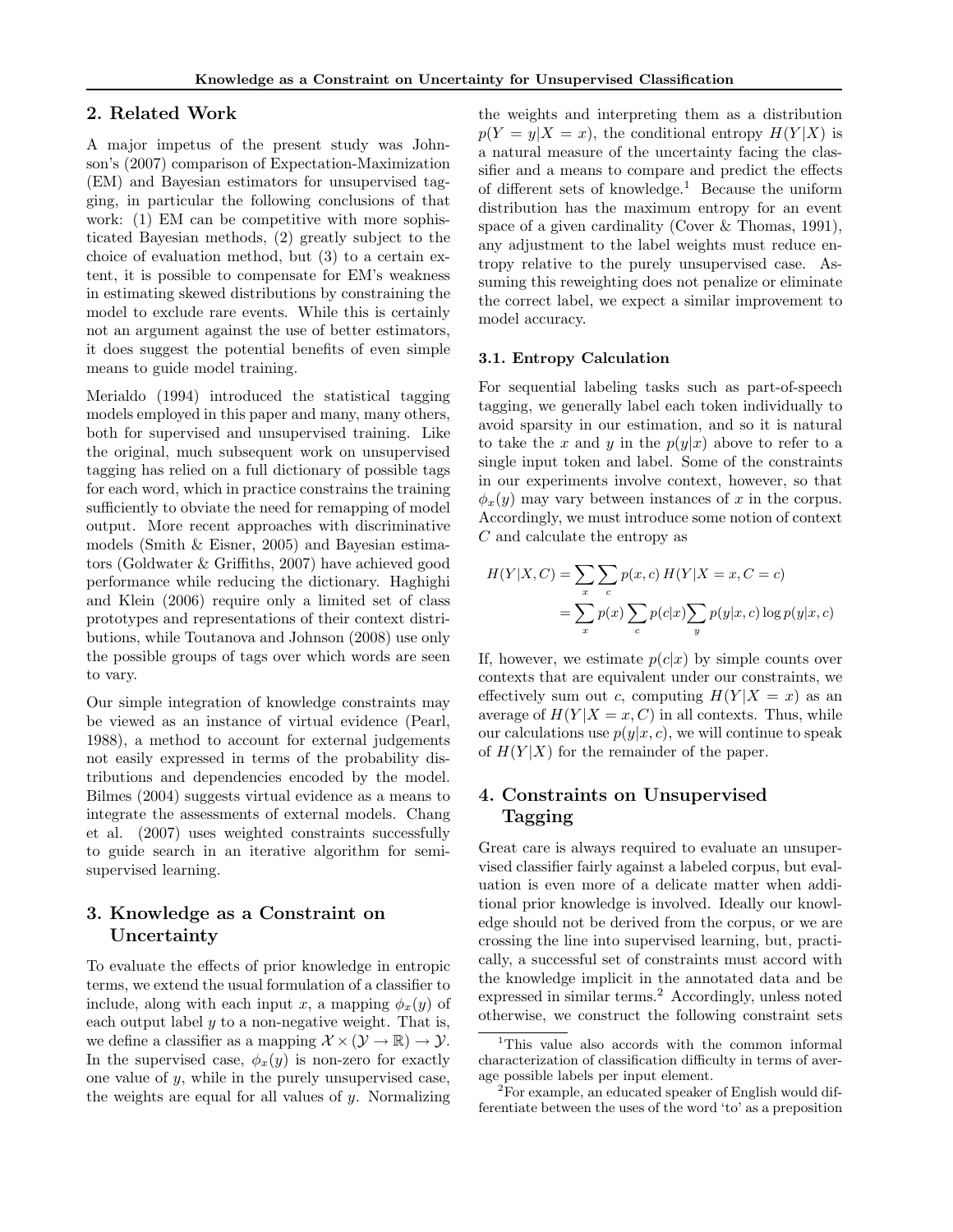## 2. Related Work

A major impetus of the present study was Johnson's (2007) comparison of Expectation-Maximization (EM) and Bayesian estimators for unsupervised tagging, in particular the following conclusions of that work: (1) EM can be competitive with more sophisticated Bayesian methods, (2) greatly subject to the choice of evaluation method, but (3) to a certain extent, it is possible to compensate for EM's weakness in estimating skewed distributions by constraining the model to exclude rare events. While this is certainly not an argument against the use of better estimators, it does suggest the potential benefits of even simple means to guide model training.

Merialdo (1994) introduced the statistical tagging models employed in this paper and many, many others, both for supervised and unsupervised training. Like the original, much subsequent work on unsupervised tagging has relied on a full dictionary of possible tags for each word, which in practice constrains the training sufficiently to obviate the need for remapping of model output. More recent approaches with discriminative models (Smith & Eisner, 2005) and Bayesian estimators (Goldwater & Griffiths, 2007) have achieved good performance while reducing the dictionary. Haghighi and Klein (2006) require only a limited set of class prototypes and representations of their context distributions, while Toutanova and Johnson (2008) use only the possible groups of tags over which words are seen to vary.

Our simple integration of knowledge constraints may be viewed as an instance of virtual evidence (Pearl, 1988), a method to account for external judgements not easily expressed in terms of the probability distributions and dependencies encoded by the model. Bilmes (2004) suggests virtual evidence as a means to integrate the assessments of external models. Chang et al. (2007) uses weighted constraints successfully to guide search in an iterative algorithm for semi-supervised learning.

## 3. Knowledge as a Constraint on Uncertainty

To evaluate the effects of prior knowledge in entropic terms, we extend the usual formulation of a classifier to include, along with each input $x$, a mapping $\phi_x(y)$ of each output label $y$ to a non-negative weight. That is, we define a classifier as a mapping $\mathcal{X} \times (\mathcal{Y} \rightarrow \mathbb{R}) \rightarrow \mathcal{Y}$. In the supervised case, $\phi_x(y)$ is non-zero for exactly one value of $y$, while in the purely unsupervised case, the weights are equal for all values of $y$. Normalizing the weights and interpreting them as a distribution $p(Y = y|X = x)$, the conditional entropy $H(Y|X)$ is a natural measure of the uncertainty facing the classifier and a means to compare and predict the effects of different sets of knowledge.[1] Because the uniform distribution has the maximum entropy for an event space of a given cardinality (Cover & Thomas, 1991), any adjustment to the label weights must reduce entropy relative to the purely unsupervised case. Assuming this reweighting does not penalize or eliminate the correct label, we expect a similar improvement to model accuracy.

### 3.1. Entropy Calculation

For sequential labeling tasks such as part-of-speech tagging, we generally label each token individually to avoid sparsity in our estimation, and so it is natural to take the $x$ and $y$ in the $p(y|x)$ above to refer to a single input token and label. Some of the constraints in our experiments involve context, however, so that $\phi_x(y)$ may vary between instances of $x$ in the corpus. Accordingly, we must introduce some notion of context $C$ and calculate the entropy as

$$
\begin{aligned}
H(Y|X,C) &= \sum_x \sum_c p(x,c)\, H(Y|X=x, C=c) \\
&= \sum_x p(x) \sum_c p(c|x) \sum_y p(y|x,c) \log p(y|x,c)
\end{aligned}
$$

If, however, we estimate $p(c|x)$ by simple counts over contexts that are equivalent under our constraints, we effectively sum out $c$, computing $H(Y|X = x)$ as an average of $H(Y|X = x, C)$ in all contexts. Thus, while our calculations use $p(y|x, c)$, we will continue to speak of $H(Y|X)$ for the remainder of the paper.

## 4. Constraints on Unsupervised Tagging

Great care is always required to evaluate an unsupervised classifier fairly against a labeled corpus, but evaluation is even more of a delicate matter when additional prior knowledge is involved. Ideally our knowledge should not be derived from the corpus, or we are crossing the line into supervised learning, but, practically, a successful set of constraints must accord with the knowledge implicit in the annotated data and be expressed in similar terms.[2] Accordingly, unless noted otherwise, we construct the following constraint sets

[1] This value also accords with the common informal characterization of classification difficulty in terms of average possible labels per input element.

[2] For example, an educated speaker of English would differentiate between the uses of the word 'to' as a preposition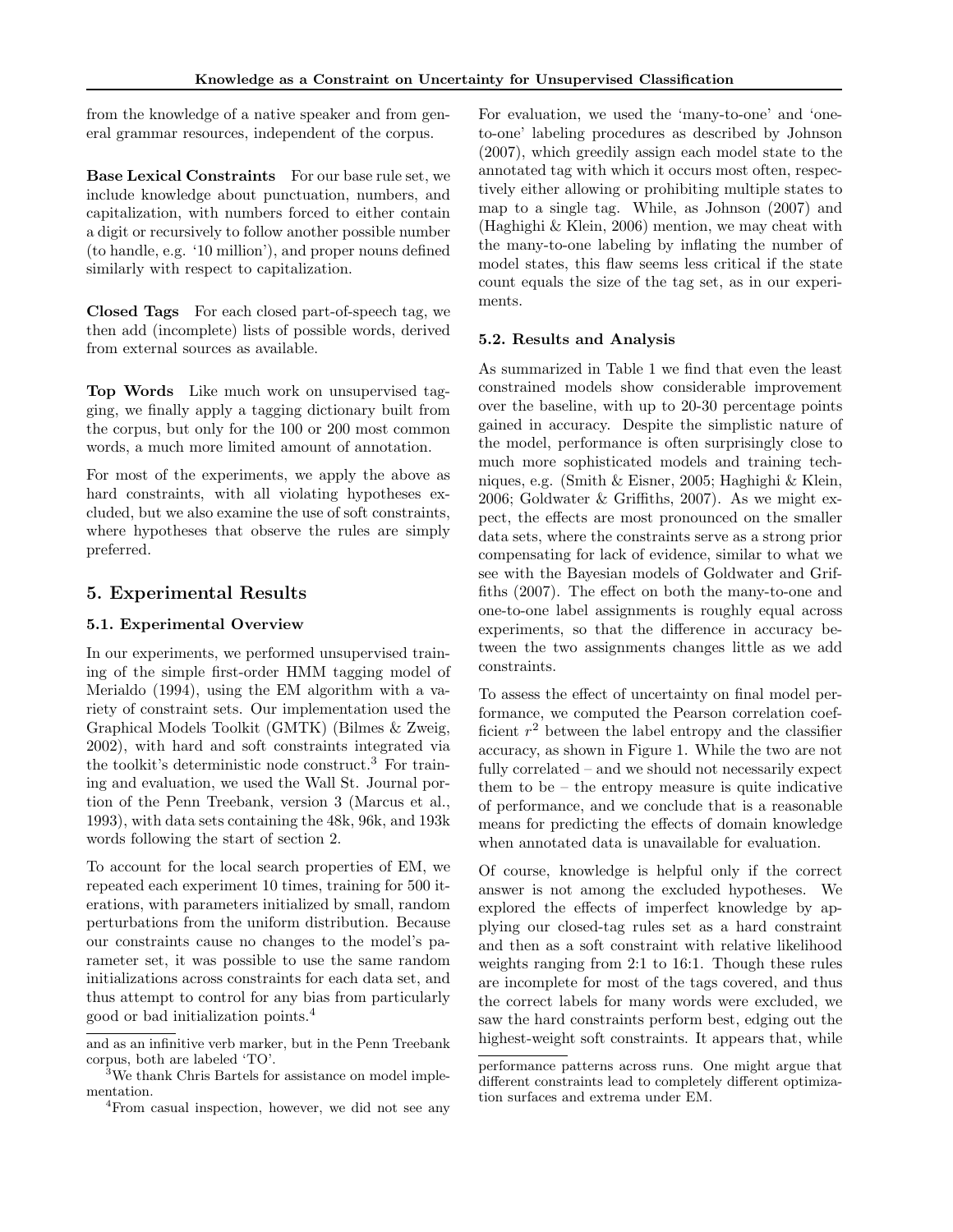from the knowledge of a native speaker and from general grammar resources, independent of the corpus.

**Base Lexical Constraints** For our base rule set, we include knowledge about punctuation, numbers, and capitalization, with numbers forced to either contain a digit or recursively to follow another possible number (to handle, e.g. '10 million'), and proper nouns defined similarly with respect to capitalization.

**Closed Tags** For each closed part-of-speech tag, we then add (incomplete) lists of possible words, derived from external sources as available.

**Top Words** Like much work on unsupervised tagging, we finally apply a tagging dictionary built from the corpus, but only for the 100 or 200 most common words, a much more limited amount of annotation.

For most of the experiments, we apply the above as hard constraints, with all violating hypotheses excluded, but we also examine the use of soft constraints, where hypotheses that observe the rules are simply preferred.

## 5. Experimental Results

### 5.1. Experimental Overview

In our experiments, we performed unsupervised training of the simple first-order HMM tagging model of Merialdo (1994), using the EM algorithm with a variety of constraint sets. Our implementation used the Graphical Models Toolkit (GMTK) (Bilmes & Zweig, 2002), with hard and soft constraints integrated via the toolkit's deterministic node construct.[3] For training and evaluation, we used the Wall St. Journal portion of the Penn Treebank, version 3 (Marcus et al., 1993), with data sets containing the 48k, 96k, and 193k words following the start of section 2.

To account for the local search properties of EM, we repeated each experiment 10 times, training for 500 iterations, with parameters initialized by small, random perturbations from the uniform distribution. Because our constraints cause no changes to the model's parameter set, it was possible to use the same random initializations across constraints for each data set, and thus attempt to control for any bias from particularly good or bad initialization points.[4]

For evaluation, we used the 'many-to-one' and 'one-to-one' labeling procedures as described by Johnson (2007), which greedily assign each model state to the annotated tag with which it occurs most often, respectively either allowing or prohibiting multiple states to map to a single tag. While, as Johnson (2007) and (Haghighi & Klein, 2006) mention, we may cheat with the many-to-one labeling by inflating the number of model states, this flaw seems less critical if the state count equals the size of the tag set, as in our experiments.

### 5.2. Results and Analysis

As summarized in Table 1 we find that even the least constrained models show considerable improvement over the baseline, with up to 20-30 percentage points gained in accuracy. Despite the simplistic nature of the model, performance is often surprisingly close to much more sophisticated models and training techniques, e.g. (Smith & Eisner, 2005; Haghighi & Klein, 2006; Goldwater & Griffiths, 2007). As we might expect, the effects are most pronounced on the smaller data sets, where the constraints serve as a strong prior compensating for lack of evidence, similar to what we see with the Bayesian models of Goldwater and Griffiths (2007). The effect on both the many-to-one and one-to-one label assignments is roughly equal across experiments, so that the difference in accuracy between the two assignments changes little as we add constraints.

To assess the effect of uncertainty on final model performance, we computed the Pearson correlation coefficient $r^2$ between the label entropy and the classifier accuracy, as shown in Figure 1. While the two are not fully correlated – and we should not necessarily expect them to be – the entropy measure is quite indicative of performance, and we conclude that is a reasonable means for predicting the effects of domain knowledge when annotated data is unavailable for evaluation.

Of course, knowledge is helpful only if the correct answer is not among the excluded hypotheses. We explored the effects of imperfect knowledge by applying our closed-tag rules set as a hard constraint and then as a soft constraint with relative likelihood weights ranging from 2:1 to 16:1. Though these rules are incomplete for most of the tags covered, and thus the correct labels for many words were excluded, we saw the hard constraints perform best, edging out the highest-weight soft constraints. It appears that, while

---

and as an infinitive verb marker, but in the Penn Treebank corpus, both are labeled 'TO'.

[3] We thank Chris Bartels for assistance on model implementation.

[4] From casual inspection, however, we did not see any performance patterns across runs. One might argue that different constraints lead to completely different optimization surfaces and extrema under EM.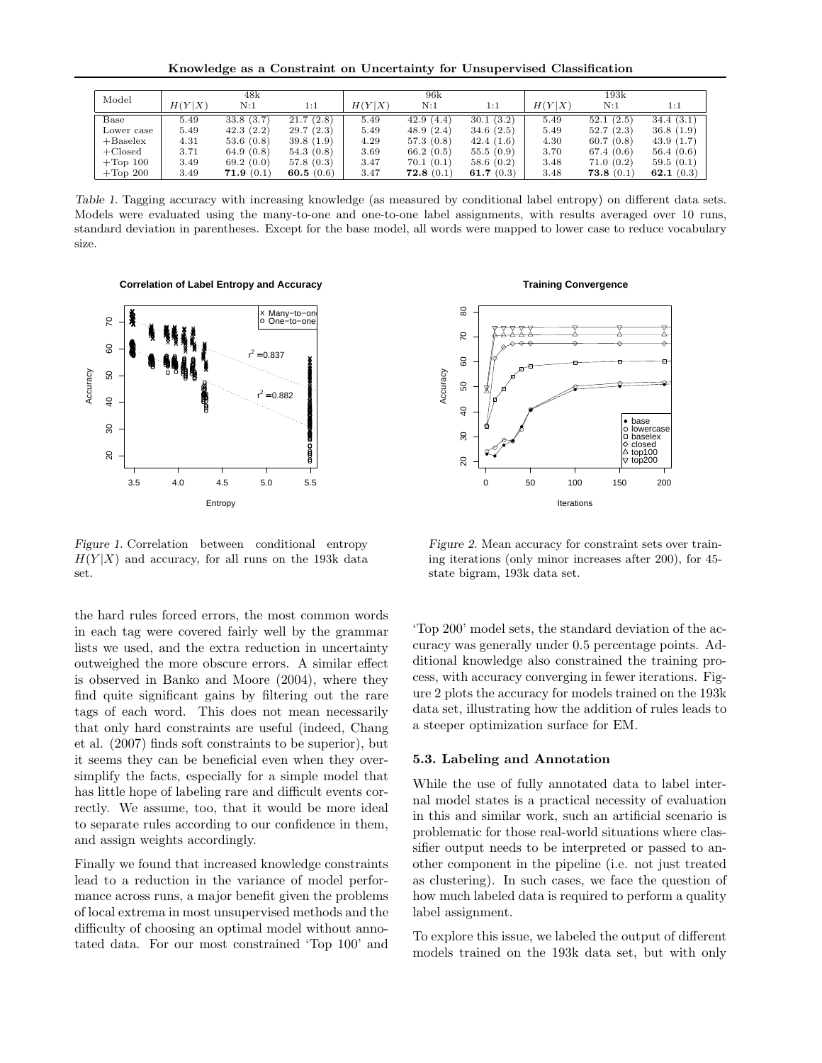| Model | 48k | | | 96k | | | 193k | | |
|---|---|---|---|---|---|---|---|---|---|
| | $H(Y\|X)$ | N:1 | 1:1 | $H(Y\|X)$ | N:1 | 1:1 | $H(Y\|X)$ | N:1 | 1:1 |
| Base | 5.49 | 33.8 (3.7) | 21.7 (2.8) | 5.49 | 42.9 (4.4) | 30.1 (3.2) | 5.49 | 52.1 (2.5) | 34.4 (3.1) |
| Lower case | 5.49 | 42.3 (2.2) | 29.7 (2.3) | 5.49 | 48.9 (2.4) | 34.6 (2.5) | 5.49 | 52.7 (2.3) | 36.8 (1.9) |
| +Baselex | 4.31 | 53.6 (0.8) | 39.8 (1.9) | 4.29 | 57.3 (0.8) | 42.4 (1.6) | 4.30 | 60.7 (0.8) | 43.9 (1.7) |
| +Closed | 3.71 | 64.9 (0.8) | 54.3 (0.8) | 3.69 | 66.2 (0.5) | 55.5 (0.9) | 3.70 | 67.4 (0.6) | 56.4 (0.6) |
| +Top 100 | 3.49 | 69.2 (0.0) | 57.8 (0.3) | 3.47 | 70.1 (0.1) | 58.6 (0.2) | 3.48 | 71.0 (0.2) | 59.5 (0.1) |
| +Top 200 | 3.49 | **71.9** (0.1) | **60.5** (0.6) | 3.47 | **72.8** (0.1) | **61.7** (0.3) | 3.48 | **73.8** (0.1) | **62.1** (0.3) |

*Table 1.* Tagging accuracy with increasing knowledge (as measured by conditional label entropy) on different data sets. Models were evaluated using the many-to-one and one-to-one label assignments, with results averaged over 10 runs, standard deviation in parentheses. Except for the base model, all words were mapped to lower case to reduce vocabulary size.

*Figure 1.* Correlation between conditional entropy $H(Y|X)$ and accuracy, for all runs on the 193k data set.

*Figure 2.* Mean accuracy for constraint sets over training iterations (only minor increases after 200), for 45-state bigram, 193k data set.

the hard rules forced errors, the most common words in each tag were covered fairly well by the grammar lists we used, and the extra reduction in uncertainty outweighed the more obscure errors. A similar effect is observed in Banko and Moore (2004), where they find quite significant gains by filtering out the rare tags of each word. This does not mean necessarily that only hard constraints are useful (indeed, Chang et al. (2007) finds soft constraints to be superior), but it seems they can be beneficial even when they oversimplify the facts, especially for a simple model that has little hope of labeling rare and difficult events correctly. We assume, too, that it would be more ideal to separate rules according to our confidence in them, and assign weights accordingly.

Finally we found that increased knowledge constraints lead to a reduction in the variance of model performance across runs, a major benefit given the problems of local extrema in most unsupervised methods and the difficulty of choosing an optimal model without annotated data. For our most constrained 'Top 100' and 'Top 200' model sets, the standard deviation of the accuracy was generally under 0.5 percentage points. Additional knowledge also constrained the training process, with accuracy converging in fewer iterations. Figure 2 plots the accuracy for models trained on the 193k data set, illustrating how the addition of rules leads to a steeper optimization surface for EM.

### 5.3. Labeling and Annotation

While the use of fully annotated data to label internal model states is a practical necessity of evaluation in this and similar work, such an artificial scenario is problematic for those real-world situations where classifier output needs to be interpreted or passed to another component in the pipeline (i.e. not just treated as clustering). In such cases, we face the question of how much labeled data is required to perform a quality label assignment.

To explore this issue, we labeled the output of different models trained on the 193k data set, but with only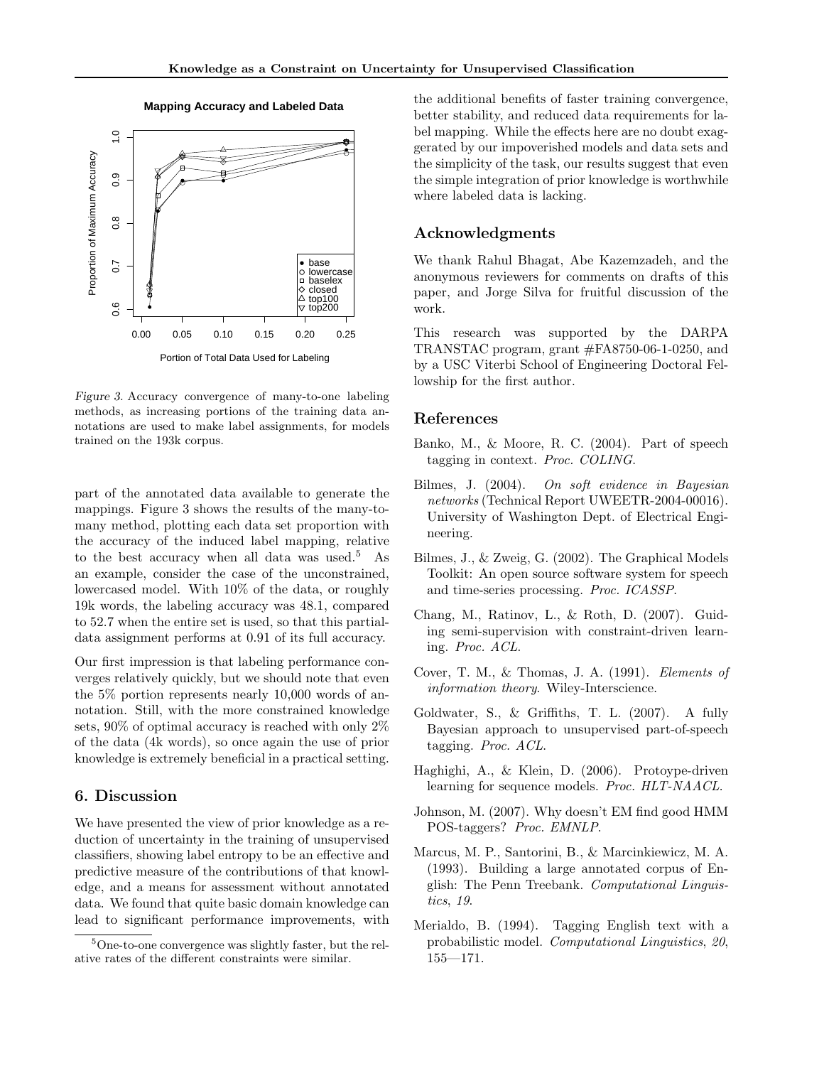Figure 3. Accuracy convergence of many-to-one labeling methods, as increasing portions of the training data annotations are used to make label assignments, for models trained on the 193k corpus.

part of the annotated data available to generate the mappings. Figure 3 shows the results of the many-to-many method, plotting each data set proportion with the accuracy of the induced label mapping, relative to the best accuracy when all data was used.[5] As an example, consider the case of the unconstrained, lowercased model. With 10% of the data, or roughly 19k words, the labeling accuracy was 48.1, compared to 52.7 when the entire set is used, so that this partial-data assignment performs at 0.91 of its full accuracy.

Our first impression is that labeling performance converges relatively quickly, but we should note that even the 5% portion represents nearly 10,000 words of annotation. Still, with the more constrained knowledge sets, 90% of optimal accuracy is reached with only 2% of the data (4k words), so once again the use of prior knowledge is extremely beneficial in a practical setting.

## 6. Discussion

We have presented the view of prior knowledge as a reduction of uncertainty in the training of unsupervised classifiers, showing label entropy to be an effective and predictive measure of the contributions of that knowledge, and a means for assessment without annotated data. We found that quite basic domain knowledge can lead to significant performance improvements, with the additional benefits of faster training convergence, better stability, and reduced data requirements for label mapping. While the effects here are no doubt exaggerated by our impoverished models and data sets and the simplicity of the task, our results suggest that even the simple integration of prior knowledge is worthwhile where labeled data is lacking.

[5] One-to-one convergence was slightly faster, but the relative rates of the different constraints were similar.

## Acknowledgments

We thank Rahul Bhagat, Abe Kazemzadeh, and the anonymous reviewers for comments on drafts of this paper, and Jorge Silva for fruitful discussion of the work.

This research was supported by the DARPA TRANSTAC program, grant #FA8750-06-1-0250, and by a USC Viterbi School of Engineering Doctoral Fellowship for the first author.

## References

Banko, M., & Moore, R. C. (2004). Part of speech tagging in context. *Proc. COLING*.

Bilmes, J. (2004). *On soft evidence in Bayesian networks* (Technical Report UWEETR-2004-00016). University of Washington Dept. of Electrical Engineering.

Bilmes, J., & Zweig, G. (2002). The Graphical Models Toolkit: An open source software system for speech and time-series processing. *Proc. ICASSP*.

Chang, M., Ratinov, L., & Roth, D. (2007). Guiding semi-supervision with constraint-driven learning. *Proc. ACL*.

Cover, T. M., & Thomas, J. A. (1991). *Elements of information theory*. Wiley-Interscience.

Goldwater, S., & Griffiths, T. L. (2007). A fully Bayesian approach to unsupervised part-of-speech tagging. *Proc. ACL*.

Haghighi, A., & Klein, D. (2006). Protoype-driven learning for sequence models. *Proc. HLT-NAACL*.

Johnson, M. (2007). Why doesn't EM find good HMM POS-taggers? *Proc. EMNLP*.

Marcus, M. P., Santorini, B., & Marcinkiewicz, M. A. (1993). Building a large annotated corpus of English: The Penn Treebank. *Computational Linguistics*, *19*.

Merialdo, B. (1994). Tagging English text with a probabilistic model. *Computational Linguistics*, *20*, 155—171.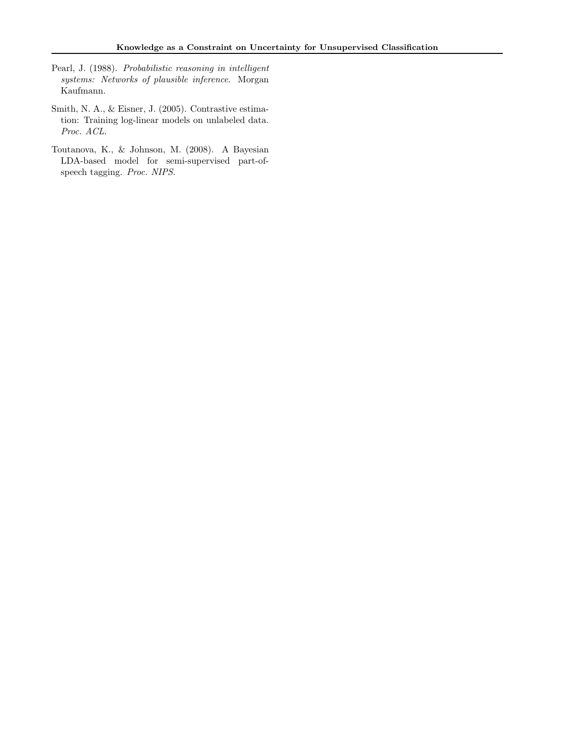Pearl, J. (1988). *Probabilistic reasoning in intelligent systems: Networks of plausible inference*. Morgan Kaufmann.

Smith, N. A., & Eisner, J. (2005). Contrastive estimation: Training log-linear models on unlabeled data. *Proc. ACL*.

Toutanova, K., & Johnson, M. (2008). A Bayesian LDA-based model for semi-supervised part-of-speech tagging. *Proc. NIPS*.